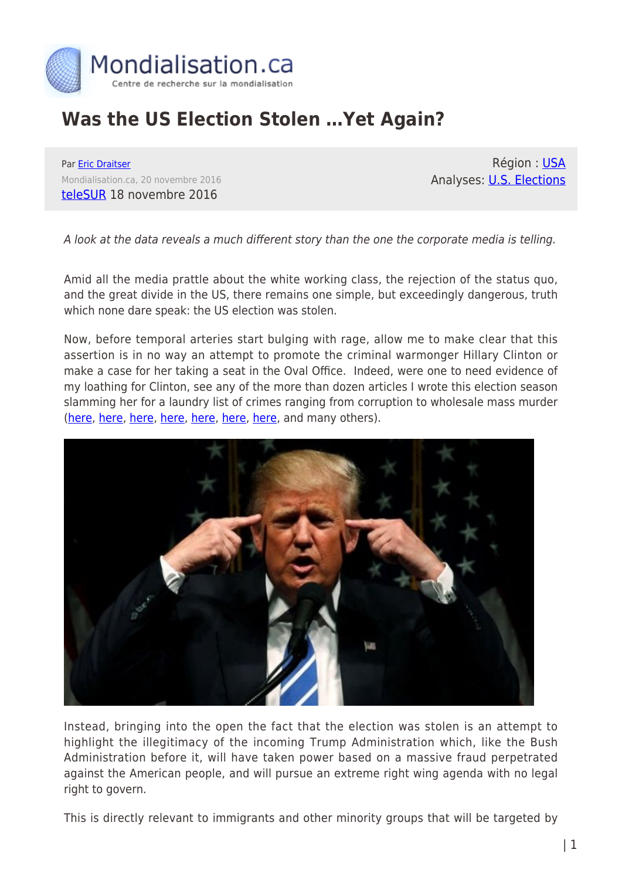# Was the US Election Stolen …Yet Again?

Par Eric Draitser
Mondialisation.ca, 20 novembre 2016
teleSUR 18 novembre 2016

Région : USA
Analyses: U.S. Elections

*A look at the data reveals a much different story than the one the corporate media is telling.*

Amid all the media prattle about the white working class, the rejection of the status quo, and the great divide in the US, there remains one simple, but exceedingly dangerous, truth which none dare speak: the US election was stolen.

Now, before temporal arteries start bulging with rage, allow me to make clear that this assertion is in no way an attempt to promote the criminal warmonger Hillary Clinton or make a case for her taking a seat in the Oval Office. Indeed, were one to need evidence of my loathing for Clinton, see any of the more than dozen articles I wrote this election season slamming her for a laundry list of crimes ranging from corruption to wholesale mass murder (here, here, here, here, here, here, here, and many others).

Instead, bringing into the open the fact that the election was stolen is an attempt to highlight the illegitimacy of the incoming Trump Administration which, like the Bush Administration before it, will have taken power based on a massive fraud perpetrated against the American people, and will pursue an extreme right wing agenda with no legal right to govern.

This is directly relevant to immigrants and other minority groups that will be targeted by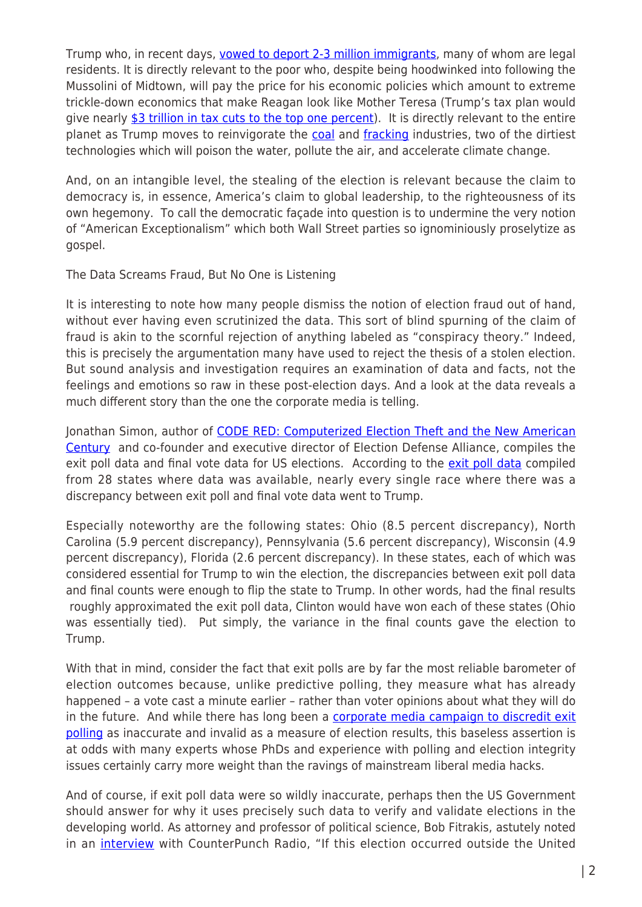Trump who, in recent days, vowed to deport 2-3 million immigrants, many of whom are legal residents. It is directly relevant to the poor who, despite being hoodwinked into following the Mussolini of Midtown, will pay the price for his economic policies which amount to extreme trickle-down economics that make Reagan look like Mother Teresa (Trump's tax plan would give nearly $3 trillion in tax cuts to the top one percent). It is directly relevant to the entire planet as Trump moves to reinvigorate the coal and fracking industries, two of the dirtiest technologies which will poison the water, pollute the air, and accelerate climate change.

And, on an intangible level, the stealing of the election is relevant because the claim to democracy is, in essence, America's claim to global leadership, to the righteousness of its own hegemony. To call the democratic façade into question is to undermine the very notion of "American Exceptionalism" which both Wall Street parties so ignominiously proselytize as gospel.

## The Data Screams Fraud, But No One is Listening

It is interesting to note how many people dismiss the notion of election fraud out of hand, without ever having even scrutinized the data. This sort of blind spurning of the claim of fraud is akin to the scornful rejection of anything labeled as "conspiracy theory." Indeed, this is precisely the argumentation many have used to reject the thesis of a stolen election. But sound analysis and investigation requires an examination of data and facts, not the feelings and emotions so raw in these post-election days. And a look at the data reveals a much different story than the one the corporate media is telling.

Jonathan Simon, author of CODE RED: Computerized Election Theft and the New American Century and co-founder and executive director of Election Defense Alliance, compiles the exit poll data and final vote data for US elections. According to the exit poll data compiled from 28 states where data was available, nearly every single race where there was a discrepancy between exit poll and final vote data went to Trump.

Especially noteworthy are the following states: Ohio (8.5 percent discrepancy), North Carolina (5.9 percent discrepancy), Pennsylvania (5.6 percent discrepancy), Wisconsin (4.9 percent discrepancy), Florida (2.6 percent discrepancy). In these states, each of which was considered essential for Trump to win the election, the discrepancies between exit poll data and final counts were enough to flip the state to Trump. In other words, had the final results roughly approximated the exit poll data, Clinton would have won each of these states (Ohio was essentially tied). Put simply, the variance in the final counts gave the election to Trump.

With that in mind, consider the fact that exit polls are by far the most reliable barometer of election outcomes because, unlike predictive polling, they measure what has already happened – a vote cast a minute earlier – rather than voter opinions about what they will do in the future. And while there has long been a corporate media campaign to discredit exit polling as inaccurate and invalid as a measure of election results, this baseless assertion is at odds with many experts whose PhDs and experience with polling and election integrity issues certainly carry more weight than the ravings of mainstream liberal media hacks.

And of course, if exit poll data were so wildly inaccurate, perhaps then the US Government should answer for why it uses precisely such data to verify and validate elections in the developing world. As attorney and professor of political science, Bob Fitrakis, astutely noted in an interview with CounterPunch Radio, "If this election occurred outside the United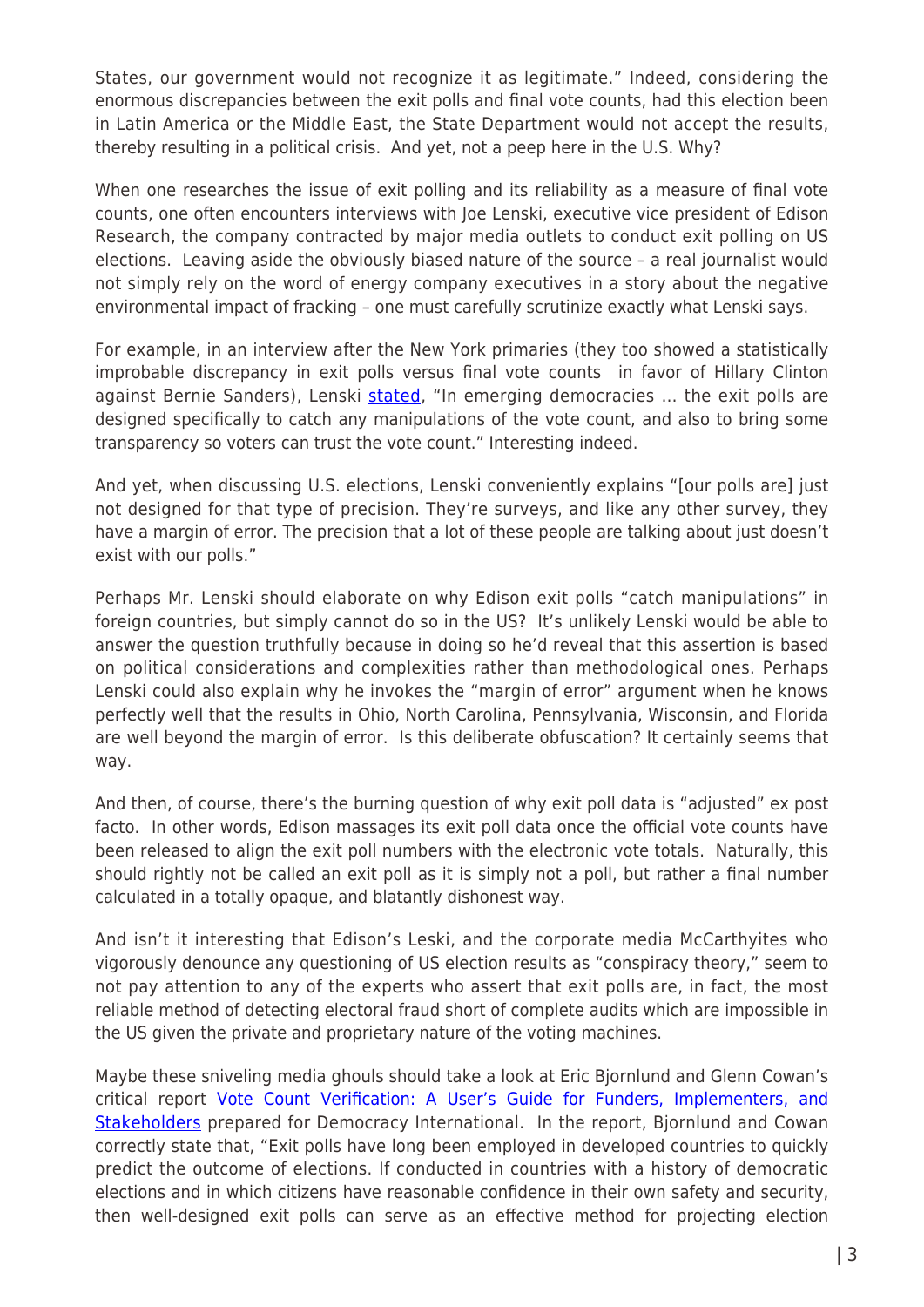States, our government would not recognize it as legitimate." Indeed, considering the enormous discrepancies between the exit polls and final vote counts, had this election been in Latin America or the Middle East, the State Department would not accept the results, thereby resulting in a political crisis. And yet, not a peep here in the U.S. Why?

When one researches the issue of exit polling and its reliability as a measure of final vote counts, one often encounters interviews with Joe Lenski, executive vice president of Edison Research, the company contracted by major media outlets to conduct exit polling on US elections. Leaving aside the obviously biased nature of the source – a real journalist would not simply rely on the word of energy company executives in a story about the negative environmental impact of fracking – one must carefully scrutinize exactly what Lenski says.

For example, in an interview after the New York primaries (they too showed a statistically improbable discrepancy in exit polls versus final vote counts in favor of Hillary Clinton against Bernie Sanders), Lenski stated, "In emerging democracies … the exit polls are designed specifically to catch any manipulations of the vote count, and also to bring some transparency so voters can trust the vote count." Interesting indeed.

And yet, when discussing U.S. elections, Lenski conveniently explains "[our polls are] just not designed for that type of precision. They're surveys, and like any other survey, they have a margin of error. The precision that a lot of these people are talking about just doesn't exist with our polls."

Perhaps Mr. Lenski should elaborate on why Edison exit polls "catch manipulations" in foreign countries, but simply cannot do so in the US? It's unlikely Lenski would be able to answer the question truthfully because in doing so he'd reveal that this assertion is based on political considerations and complexities rather than methodological ones. Perhaps Lenski could also explain why he invokes the "margin of error" argument when he knows perfectly well that the results in Ohio, North Carolina, Pennsylvania, Wisconsin, and Florida are well beyond the margin of error. Is this deliberate obfuscation? It certainly seems that way.

And then, of course, there's the burning question of why exit poll data is "adjusted" ex post facto. In other words, Edison massages its exit poll data once the official vote counts have been released to align the exit poll numbers with the electronic vote totals. Naturally, this should rightly not be called an exit poll as it is simply not a poll, but rather a final number calculated in a totally opaque, and blatantly dishonest way.

And isn't it interesting that Edison's Leski, and the corporate media McCarthyites who vigorously denounce any questioning of US election results as "conspiracy theory," seem to not pay attention to any of the experts who assert that exit polls are, in fact, the most reliable method of detecting electoral fraud short of complete audits which are impossible in the US given the private and proprietary nature of the voting machines.

Maybe these sniveling media ghouls should take a look at Eric Bjornlund and Glenn Cowan's critical report Vote Count Verification: A User's Guide for Funders, Implementers, and Stakeholders prepared for Democracy International. In the report, Bjornlund and Cowan correctly state that, "Exit polls have long been employed in developed countries to quickly predict the outcome of elections. If conducted in countries with a history of democratic elections and in which citizens have reasonable confidence in their own safety and security, then well-designed exit polls can serve as an effective method for projecting election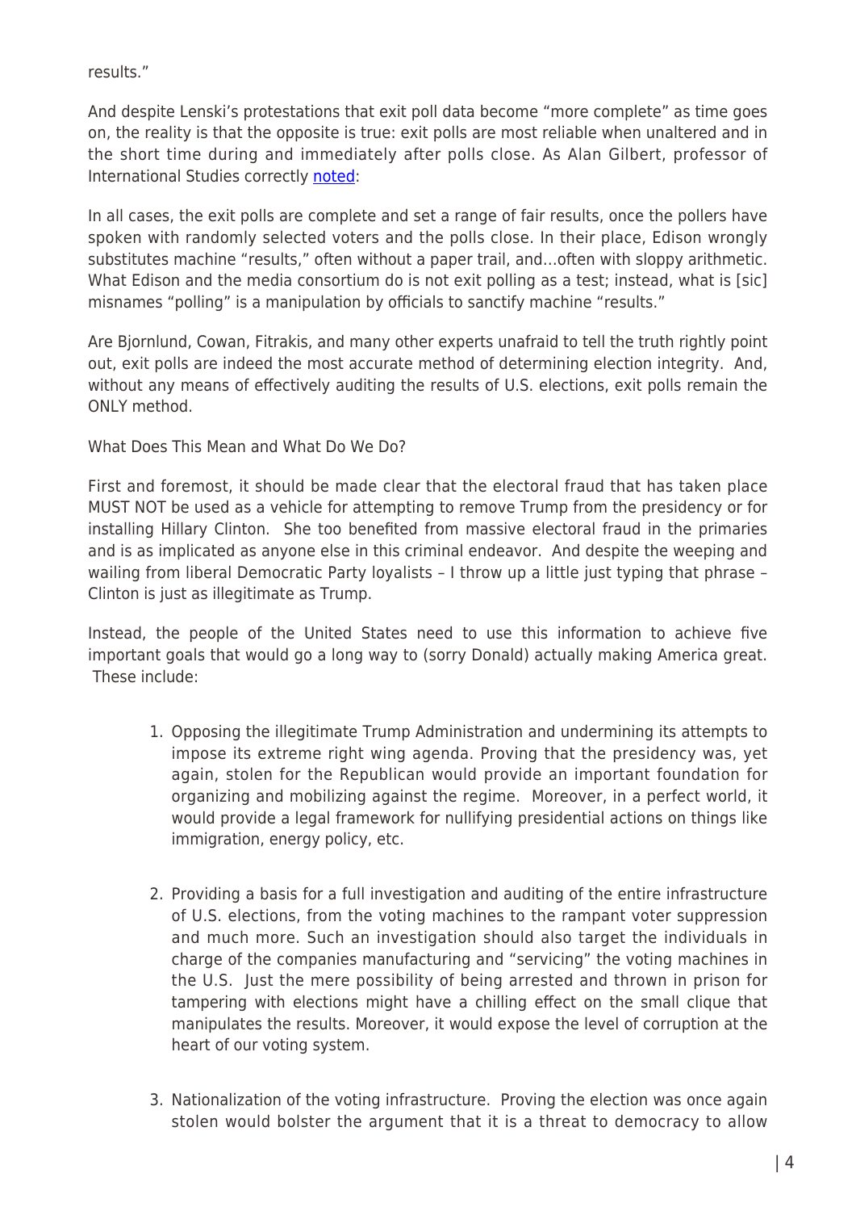results."

And despite Lenski's protestations that exit poll data become "more complete" as time goes on, the reality is that the opposite is true: exit polls are most reliable when unaltered and in the short time during and immediately after polls close. As Alan Gilbert, professor of International Studies correctly noted:

In all cases, the exit polls are complete and set a range of fair results, once the pollers have spoken with randomly selected voters and the polls close. In their place, Edison wrongly substitutes machine "results," often without a paper trail, and…often with sloppy arithmetic. What Edison and the media consortium do is not exit polling as a test; instead, what is [sic] misnames "polling" is a manipulation by officials to sanctify machine "results."

Are Bjornlund, Cowan, Fitrakis, and many other experts unafraid to tell the truth rightly point out, exit polls are indeed the most accurate method of determining election integrity. And, without any means of effectively auditing the results of U.S. elections, exit polls remain the ONLY method.

What Does This Mean and What Do We Do?

First and foremost, it should be made clear that the electoral fraud that has taken place MUST NOT be used as a vehicle for attempting to remove Trump from the presidency or for installing Hillary Clinton. She too benefited from massive electoral fraud in the primaries and is as implicated as anyone else in this criminal endeavor. And despite the weeping and wailing from liberal Democratic Party loyalists – I throw up a little just typing that phrase – Clinton is just as illegitimate as Trump.

Instead, the people of the United States need to use this information to achieve five important goals that would go a long way to (sorry Donald) actually making America great. These include:

1. Opposing the illegitimate Trump Administration and undermining its attempts to impose its extreme right wing agenda. Proving that the presidency was, yet again, stolen for the Republican would provide an important foundation for organizing and mobilizing against the regime. Moreover, in a perfect world, it would provide a legal framework for nullifying presidential actions on things like immigration, energy policy, etc.

2. Providing a basis for a full investigation and auditing of the entire infrastructure of U.S. elections, from the voting machines to the rampant voter suppression and much more. Such an investigation should also target the individuals in charge of the companies manufacturing and "servicing" the voting machines in the U.S. Just the mere possibility of being arrested and thrown in prison for tampering with elections might have a chilling effect on the small clique that manipulates the results. Moreover, it would expose the level of corruption at the heart of our voting system.

3. Nationalization of the voting infrastructure. Proving the election was once again stolen would bolster the argument that it is a threat to democracy to allow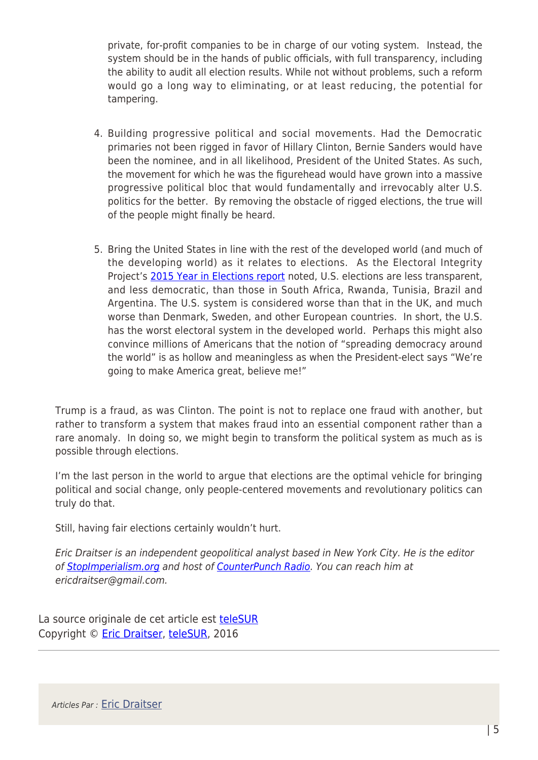private, for-profit companies to be in charge of our voting system. Instead, the system should be in the hands of public officials, with full transparency, including the ability to audit all election results. While not without problems, such a reform would go a long way to eliminating, or at least reducing, the potential for tampering.

4. Building progressive political and social movements. Had the Democratic primaries not been rigged in favor of Hillary Clinton, Bernie Sanders would have been the nominee, and in all likelihood, President of the United States. As such, the movement for which he was the figurehead would have grown into a massive progressive political bloc that would fundamentally and irrevocably alter U.S. politics for the better. By removing the obstacle of rigged elections, the true will of the people might finally be heard.

5. Bring the United States in line with the rest of the developed world (and much of the developing world) as it relates to elections. As the Electoral Integrity Project's [2015 Year in Elections report] noted, U.S. elections are less transparent, and less democratic, than those in South Africa, Rwanda, Tunisia, Brazil and Argentina. The U.S. system is considered worse than that in the UK, and much worse than Denmark, Sweden, and other European countries. In short, the U.S. has the worst electoral system in the developed world. Perhaps this might also convince millions of Americans that the notion of "spreading democracy around the world" is as hollow and meaningless as when the President-elect says "We're going to make America great, believe me!"

Trump is a fraud, as was Clinton. The point is not to replace one fraud with another, but rather to transform a system that makes fraud into an essential component rather than a rare anomaly. In doing so, we might begin to transform the political system as much as is possible through elections.

I'm the last person in the world to argue that elections are the optimal vehicle for bringing political and social change, only people-centered movements and revolutionary politics can truly do that.

Still, having fair elections certainly wouldn't hurt.

*Eric Draitser is an independent geopolitical analyst based in New York City. He is the editor of StopImperialism.org and host of CounterPunch Radio. You can reach him at ericdraitser@gmail.com.*

La source originale de cet article est teleSUR
Copyright © Eric Draitser, teleSUR, 2016

*Articles Par :* Eric Draitser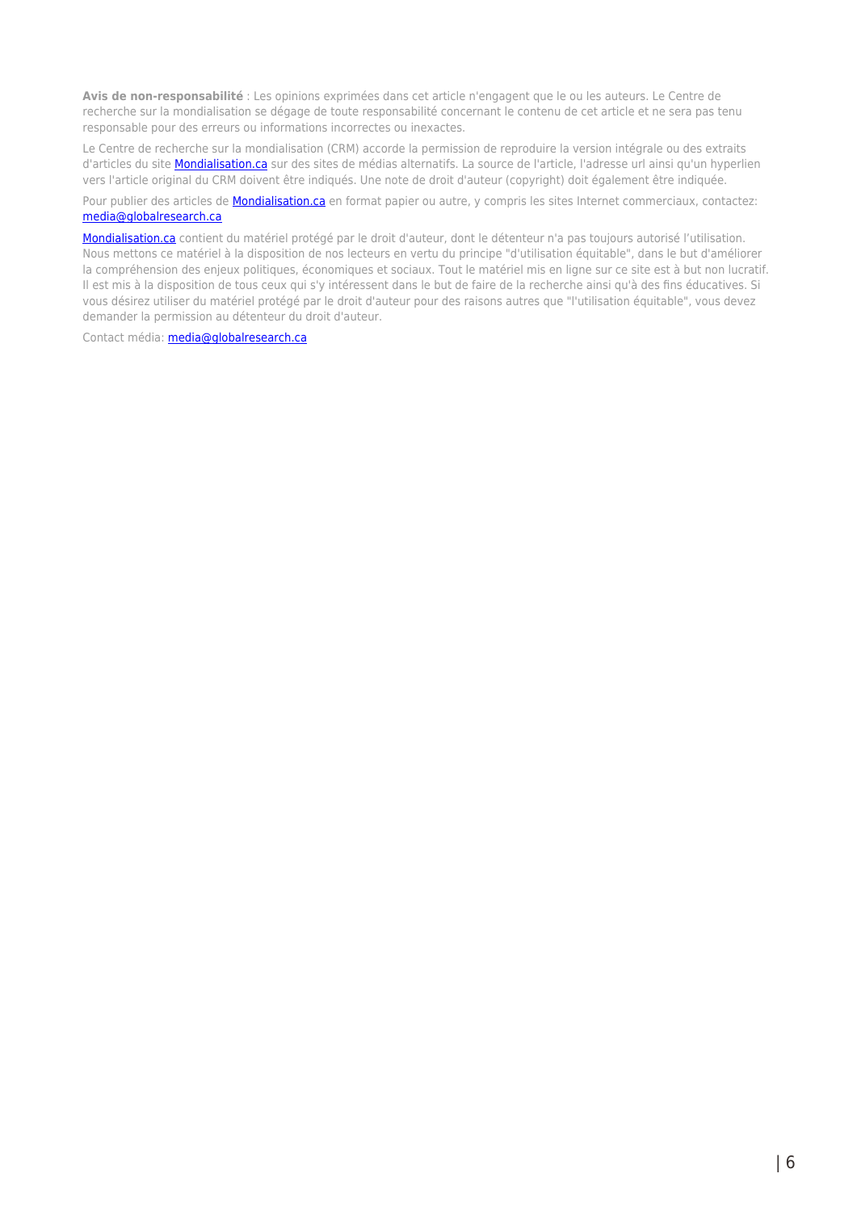**Avis de non-responsabilité** : Les opinions exprimées dans cet article n'engagent que le ou les auteurs. Le Centre de recherche sur la mondialisation se dégage de toute responsabilité concernant le contenu de cet article et ne sera pas tenu responsable pour des erreurs ou informations incorrectes ou inexactes.

Le Centre de recherche sur la mondialisation (CRM) accorde la permission de reproduire la version intégrale ou des extraits d'articles du site Mondialisation.ca sur des sites de médias alternatifs. La source de l'article, l'adresse url ainsi qu'un hyperlien vers l'article original du CRM doivent être indiqués. Une note de droit d'auteur (copyright) doit également être indiquée.

Pour publier des articles de Mondialisation.ca en format papier ou autre, y compris les sites Internet commerciaux, contactez: media@globalresearch.ca

Mondialisation.ca contient du matériel protégé par le droit d'auteur, dont le détenteur n'a pas toujours autorisé l'utilisation. Nous mettons ce matériel à la disposition de nos lecteurs en vertu du principe "d'utilisation équitable", dans le but d'améliorer la compréhension des enjeux politiques, économiques et sociaux. Tout le matériel mis en ligne sur ce site est à but non lucratif. Il est mis à la disposition de tous ceux qui s'y intéressent dans le but de faire de la recherche ainsi qu'à des fins éducatives. Si vous désirez utiliser du matériel protégé par le droit d'auteur pour des raisons autres que "l'utilisation équitable", vous devez demander la permission au détenteur du droit d'auteur.

Contact média: media@globalresearch.ca